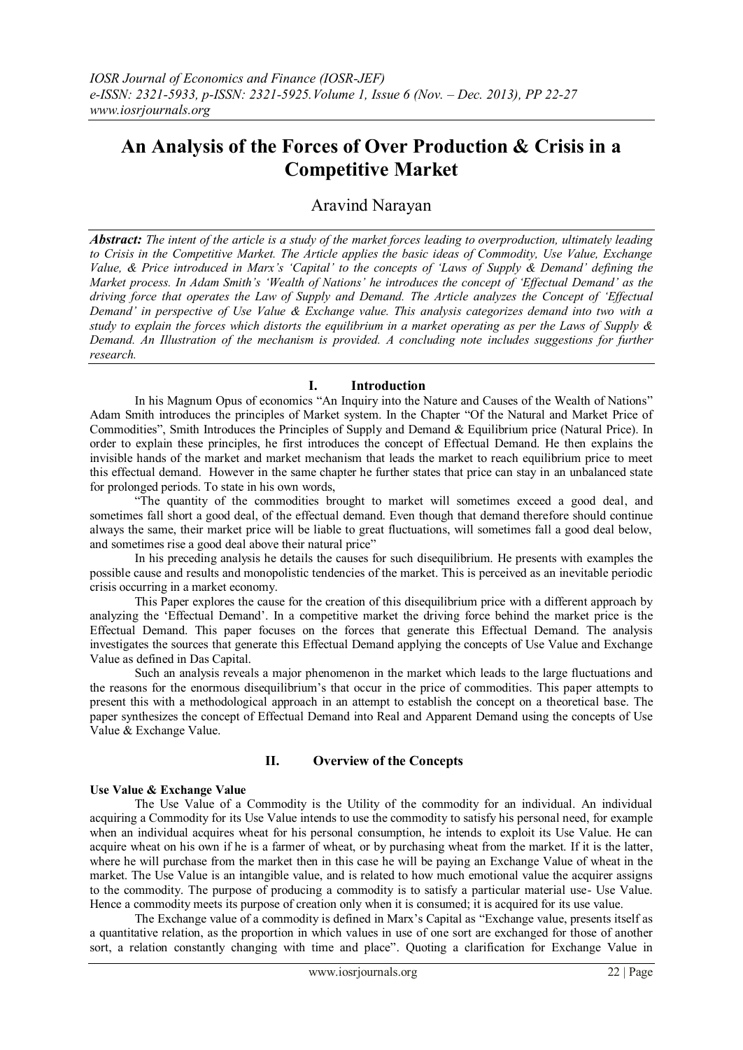# An Analysis of the Forces of Over Production & Crisis in a Competitive Market

Aravind Narayan

***Abstract:*** *The intent of the article is a study of the market forces leading to overproduction, ultimately leading to Crisis in the Competitive Market. The Article applies the basic ideas of Commodity, Use Value, Exchange Value, & Price introduced in Marx's 'Capital' to the concepts of 'Laws of Supply & Demand' defining the Market process. In Adam Smith's 'Wealth of Nations' he introduces the concept of 'Effectual Demand' as the driving force that operates the Law of Supply and Demand. The Article analyzes the Concept of 'Effectual Demand' in perspective of Use Value & Exchange value. This analysis categorizes demand into two with a study to explain the forces which distorts the equilibrium in a market operating as per the Laws of Supply & Demand. An Illustration of the mechanism is provided. A concluding note includes suggestions for further research.*

## I. Introduction

In his Magnum Opus of economics "An Inquiry into the Nature and Causes of the Wealth of Nations" Adam Smith introduces the principles of Market system. In the Chapter "Of the Natural and Market Price of Commodities", Smith Introduces the Principles of Supply and Demand & Equilibrium price (Natural Price). In order to explain these principles, he first introduces the concept of Effectual Demand. He then explains the invisible hands of the market and market mechanism that leads the market to reach equilibrium price to meet this effectual demand. However in the same chapter he further states that price can stay in an unbalanced state for prolonged periods. To state in his own words,

"The quantity of the commodities brought to market will sometimes exceed a good deal, and sometimes fall short a good deal, of the effectual demand. Even though that demand therefore should continue always the same, their market price will be liable to great fluctuations, will sometimes fall a good deal below, and sometimes rise a good deal above their natural price"

In his preceding analysis he details the causes for such disequilibrium. He presents with examples the possible cause and results and monopolistic tendencies of the market. This is perceived as an inevitable periodic crisis occurring in a market economy.

This Paper explores the cause for the creation of this disequilibrium price with a different approach by analyzing the 'Effectual Demand'. In a competitive market the driving force behind the market price is the Effectual Demand. This paper focuses on the forces that generate this Effectual Demand. The analysis investigates the sources that generate this Effectual Demand applying the concepts of Use Value and Exchange Value as defined in Das Capital.

Such an analysis reveals a major phenomenon in the market which leads to the large fluctuations and the reasons for the enormous disequilibrium's that occur in the price of commodities. This paper attempts to present this with a methodological approach in an attempt to establish the concept on a theoretical base. The paper synthesizes the concept of Effectual Demand into Real and Apparent Demand using the concepts of Use Value & Exchange Value.

## II. Overview of the Concepts

**Use Value & Exchange Value**

The Use Value of a Commodity is the Utility of the commodity for an individual. An individual acquiring a Commodity for its Use Value intends to use the commodity to satisfy his personal need, for example when an individual acquires wheat for his personal consumption, he intends to exploit its Use Value. He can acquire wheat on his own if he is a farmer of wheat, or by purchasing wheat from the market. If it is the latter, where he will purchase from the market then in this case he will be paying an Exchange Value of wheat in the market. The Use Value is an intangible value, and is related to how much emotional value the acquirer assigns to the commodity. The purpose of producing a commodity is to satisfy a particular material use- Use Value. Hence a commodity meets its purpose of creation only when it is consumed; it is acquired for its use value.

The Exchange value of a commodity is defined in Marx's Capital as "Exchange value, presents itself as a quantitative relation, as the proportion in which values in use of one sort are exchanged for those of another sort, a relation constantly changing with time and place". Quoting a clarification for Exchange Value in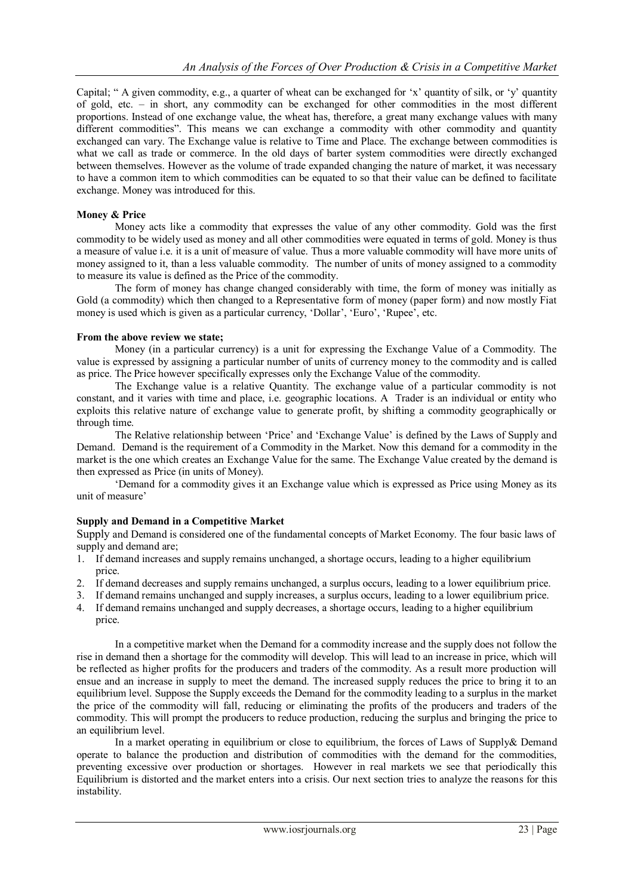Capital; " A given commodity, e.g., a quarter of wheat can be exchanged for 'x' quantity of silk, or 'y' quantity of gold, etc. – in short, any commodity can be exchanged for other commodities in the most different proportions. Instead of one exchange value, the wheat has, therefore, a great many exchange values with many different commodities". This means we can exchange a commodity with other commodity and quantity exchanged can vary. The Exchange value is relative to Time and Place. The exchange between commodities is what we call as trade or commerce. In the old days of barter system commodities were directly exchanged between themselves. However as the volume of trade expanded changing the nature of market, it was necessary to have a common item to which commodities can be equated to so that their value can be defined to facilitate exchange. Money was introduced for this.

**Money & Price**

Money acts like a commodity that expresses the value of any other commodity. Gold was the first commodity to be widely used as money and all other commodities were equated in terms of gold. Money is thus a measure of value i.e. it is a unit of measure of value. Thus a more valuable commodity will have more units of money assigned to it, than a less valuable commodity. The number of units of money assigned to a commodity to measure its value is defined as the Price of the commodity.

The form of money has change changed considerably with time, the form of money was initially as Gold (a commodity) which then changed to a Representative form of money (paper form) and now mostly Fiat money is used which is given as a particular currency, 'Dollar', 'Euro', 'Rupee', etc.

**From the above review we state;**

Money (in a particular currency) is a unit for expressing the Exchange Value of a Commodity. The value is expressed by assigning a particular number of units of currency money to the commodity and is called as price. The Price however specifically expresses only the Exchange Value of the commodity.

The Exchange value is a relative Quantity. The exchange value of a particular commodity is not constant, and it varies with time and place, i.e. geographic locations. A Trader is an individual or entity who exploits this relative nature of exchange value to generate profit, by shifting a commodity geographically or through time.

The Relative relationship between 'Price' and 'Exchange Value' is defined by the Laws of Supply and Demand. Demand is the requirement of a Commodity in the Market. Now this demand for a commodity in the market is the one which creates an Exchange Value for the same. The Exchange Value created by the demand is then expressed as Price (in units of Money).

'Demand for a commodity gives it an Exchange value which is expressed as Price using Money as its unit of measure'

**Supply and Demand in a Competitive Market**

Supply and Demand is considered one of the fundamental concepts of Market Economy. The four basic laws of supply and demand are;

1. If demand increases and supply remains unchanged, a shortage occurs, leading to a higher equilibrium price.
2. If demand decreases and supply remains unchanged, a surplus occurs, leading to a lower equilibrium price.
3. If demand remains unchanged and supply increases, a surplus occurs, leading to a lower equilibrium price.
4. If demand remains unchanged and supply decreases, a shortage occurs, leading to a higher equilibrium price.

In a competitive market when the Demand for a commodity increase and the supply does not follow the rise in demand then a shortage for the commodity will develop. This will lead to an increase in price, which will be reflected as higher profits for the producers and traders of the commodity. As a result more production will ensue and an increase in supply to meet the demand. The increased supply reduces the price to bring it to an equilibrium level. Suppose the Supply exceeds the Demand for the commodity leading to a surplus in the market the price of the commodity will fall, reducing or eliminating the profits of the producers and traders of the commodity. This will prompt the producers to reduce production, reducing the surplus and bringing the price to an equilibrium level.

In a market operating in equilibrium or close to equilibrium, the forces of Laws of Supply& Demand operate to balance the production and distribution of commodities with the demand for the commodities, preventing excessive over production or shortages. However in real markets we see that periodically this Equilibrium is distorted and the market enters into a crisis. Our next section tries to analyze the reasons for this instability.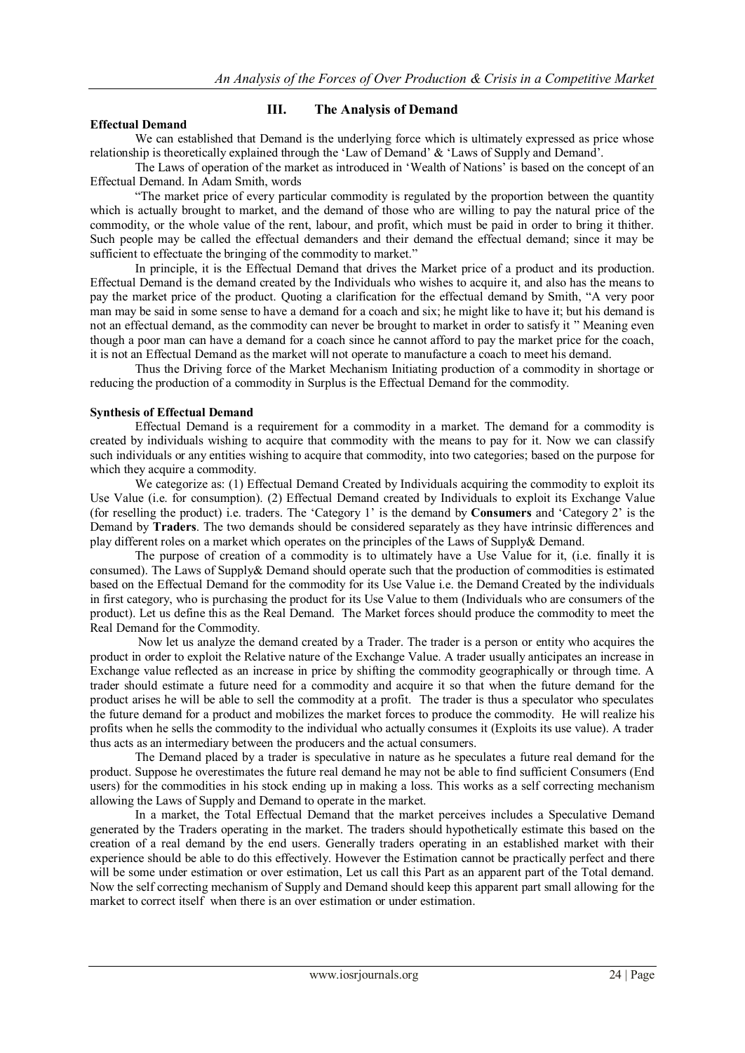## III. The Analysis of Demand

**Effectual Demand**

We can established that Demand is the underlying force which is ultimately expressed as price whose relationship is theoretically explained through the 'Law of Demand' & 'Laws of Supply and Demand'.

The Laws of operation of the market as introduced in 'Wealth of Nations' is based on the concept of an Effectual Demand. In Adam Smith, words

"The market price of every particular commodity is regulated by the proportion between the quantity which is actually brought to market, and the demand of those who are willing to pay the natural price of the commodity, or the whole value of the rent, labour, and profit, which must be paid in order to bring it thither. Such people may be called the effectual demanders and their demand the effectual demand; since it may be sufficient to effectuate the bringing of the commodity to market."

In principle, it is the Effectual Demand that drives the Market price of a product and its production. Effectual Demand is the demand created by the Individuals who wishes to acquire it, and also has the means to pay the market price of the product. Quoting a clarification for the effectual demand by Smith, "A very poor man may be said in some sense to have a demand for a coach and six; he might like to have it; but his demand is not an effectual demand, as the commodity can never be brought to market in order to satisfy it " Meaning even though a poor man can have a demand for a coach since he cannot afford to pay the market price for the coach, it is not an Effectual Demand as the market will not operate to manufacture a coach to meet his demand.

Thus the Driving force of the Market Mechanism Initiating production of a commodity in shortage or reducing the production of a commodity in Surplus is the Effectual Demand for the commodity.

**Synthesis of Effectual Demand**

Effectual Demand is a requirement for a commodity in a market. The demand for a commodity is created by individuals wishing to acquire that commodity with the means to pay for it. Now we can classify such individuals or any entities wishing to acquire that commodity, into two categories; based on the purpose for which they acquire a commodity.

We categorize as: (1) Effectual Demand Created by Individuals acquiring the commodity to exploit its Use Value (i.e. for consumption). (2) Effectual Demand created by Individuals to exploit its Exchange Value (for reselling the product) i.e. traders. The 'Category 1' is the demand by **Consumers** and 'Category 2' is the Demand by **Traders**. The two demands should be considered separately as they have intrinsic differences and play different roles on a market which operates on the principles of the Laws of Supply& Demand.

The purpose of creation of a commodity is to ultimately have a Use Value for it, (i.e. finally it is consumed). The Laws of Supply& Demand should operate such that the production of commodities is estimated based on the Effectual Demand for the commodity for its Use Value i.e. the Demand Created by the individuals in first category, who is purchasing the product for its Use Value to them (Individuals who are consumers of the product). Let us define this as the Real Demand. The Market forces should produce the commodity to meet the Real Demand for the Commodity.

Now let us analyze the demand created by a Trader. The trader is a person or entity who acquires the product in order to exploit the Relative nature of the Exchange Value. A trader usually anticipates an increase in Exchange value reflected as an increase in price by shifting the commodity geographically or through time. A trader should estimate a future need for a commodity and acquire it so that when the future demand for the product arises he will be able to sell the commodity at a profit. The trader is thus a speculator who speculates the future demand for a product and mobilizes the market forces to produce the commodity. He will realize his profits when he sells the commodity to the individual who actually consumes it (Exploits its use value). A trader thus acts as an intermediary between the producers and the actual consumers.

The Demand placed by a trader is speculative in nature as he speculates a future real demand for the product. Suppose he overestimates the future real demand he may not be able to find sufficient Consumers (End users) for the commodities in his stock ending up in making a loss. This works as a self correcting mechanism allowing the Laws of Supply and Demand to operate in the market.

In a market, the Total Effectual Demand that the market perceives includes a Speculative Demand generated by the Traders operating in the market. The traders should hypothetically estimate this based on the creation of a real demand by the end users. Generally traders operating in an established market with their experience should be able to do this effectively. However the Estimation cannot be practically perfect and there will be some under estimation or over estimation, Let us call this Part as an apparent part of the Total demand. Now the self correcting mechanism of Supply and Demand should keep this apparent part small allowing for the market to correct itself when there is an over estimation or under estimation.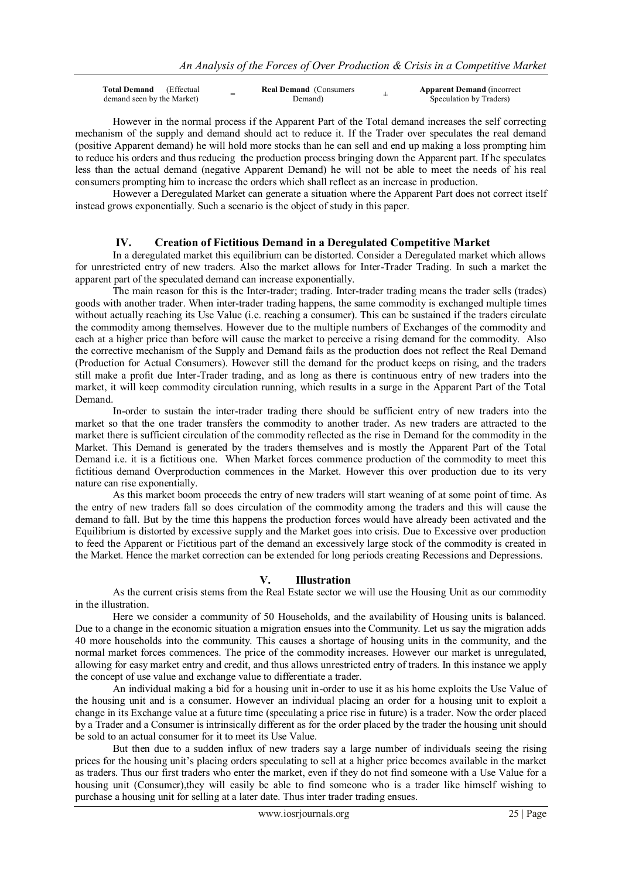| **Total Demand** (Effectual demand seen by the Market) | = | **Real Demand** (Consumers Demand) | ± | **Apparent Demand** (incorrect Speculation by Traders) |
|---|---|---|---|---|

However in the normal process if the Apparent Part of the Total demand increases the self correcting mechanism of the supply and demand should act to reduce it. If the Trader over speculates the real demand (positive Apparent demand) he will hold more stocks than he can sell and end up making a loss prompting him to reduce his orders and thus reducing the production process bringing down the Apparent part. If he speculates less than the actual demand (negative Apparent Demand) he will not be able to meet the needs of his real consumers prompting him to increase the orders which shall reflect as an increase in production.

However a Deregulated Market can generate a situation where the Apparent Part does not correct itself instead grows exponentially. Such a scenario is the object of study in this paper.

## IV. Creation of Fictitious Demand in a Deregulated Competitive Market

In a deregulated market this equilibrium can be distorted. Consider a Deregulated market which allows for unrestricted entry of new traders. Also the market allows for Inter-Trader Trading. In such a market the apparent part of the speculated demand can increase exponentially.

The main reason for this is the Inter-trader; trading. Inter-trader trading means the trader sells (trades) goods with another trader. When inter-trader trading happens, the same commodity is exchanged multiple times without actually reaching its Use Value (i.e. reaching a consumer). This can be sustained if the traders circulate the commodity among themselves. However due to the multiple numbers of Exchanges of the commodity and each at a higher price than before will cause the market to perceive a rising demand for the commodity. Also the corrective mechanism of the Supply and Demand fails as the production does not reflect the Real Demand (Production for Actual Consumers). However still the demand for the product keeps on rising, and the traders still make a profit due Inter-Trader trading, and as long as there is continuous entry of new traders into the market, it will keep commodity circulation running, which results in a surge in the Apparent Part of the Total Demand.

In-order to sustain the inter-trader trading there should be sufficient entry of new traders into the market so that the one trader transfers the commodity to another trader. As new traders are attracted to the market there is sufficient circulation of the commodity reflected as the rise in Demand for the commodity in the Market. This Demand is generated by the traders themselves and is mostly the Apparent Part of the Total Demand i.e. it is a fictitious one. When Market forces commence production of the commodity to meet this fictitious demand Overproduction commences in the Market. However this over production due to its very nature can rise exponentially.

As this market boom proceeds the entry of new traders will start weaning of at some point of time. As the entry of new traders fall so does circulation of the commodity among the traders and this will cause the demand to fall. But by the time this happens the production forces would have already been activated and the Equilibrium is distorted by excessive supply and the Market goes into crisis. Due to Excessive over production to feed the Apparent or Fictitious part of the demand an excessively large stock of the commodity is created in the Market. Hence the market correction can be extended for long periods creating Recessions and Depressions.

## V. Illustration

As the current crisis stems from the Real Estate sector we will use the Housing Unit as our commodity in the illustration.

Here we consider a community of 50 Households, and the availability of Housing units is balanced. Due to a change in the economic situation a migration ensues into the Community. Let us say the migration adds 40 more households into the community. This causes a shortage of housing units in the community, and the normal market forces commences. The price of the commodity increases. However our market is unregulated, allowing for easy market entry and credit, and thus allows unrestricted entry of traders. In this instance we apply the concept of use value and exchange value to differentiate a trader.

An individual making a bid for a housing unit in-order to use it as his home exploits the Use Value of the housing unit and is a consumer. However an individual placing an order for a housing unit to exploit a change in its Exchange value at a future time (speculating a price rise in future) is a trader. Now the order placed by a Trader and a Consumer is intrinsically different as for the order placed by the trader the housing unit should be sold to an actual consumer for it to meet its Use Value.

But then due to a sudden influx of new traders say a large number of individuals seeing the rising prices for the housing unit's placing orders speculating to sell at a higher price becomes available in the market as traders. Thus our first traders who enter the market, even if they do not find someone with a Use Value for a housing unit (Consumer),they will easily be able to find someone who is a trader like himself wishing to purchase a housing unit for selling at a later date. Thus inter trader trading ensues.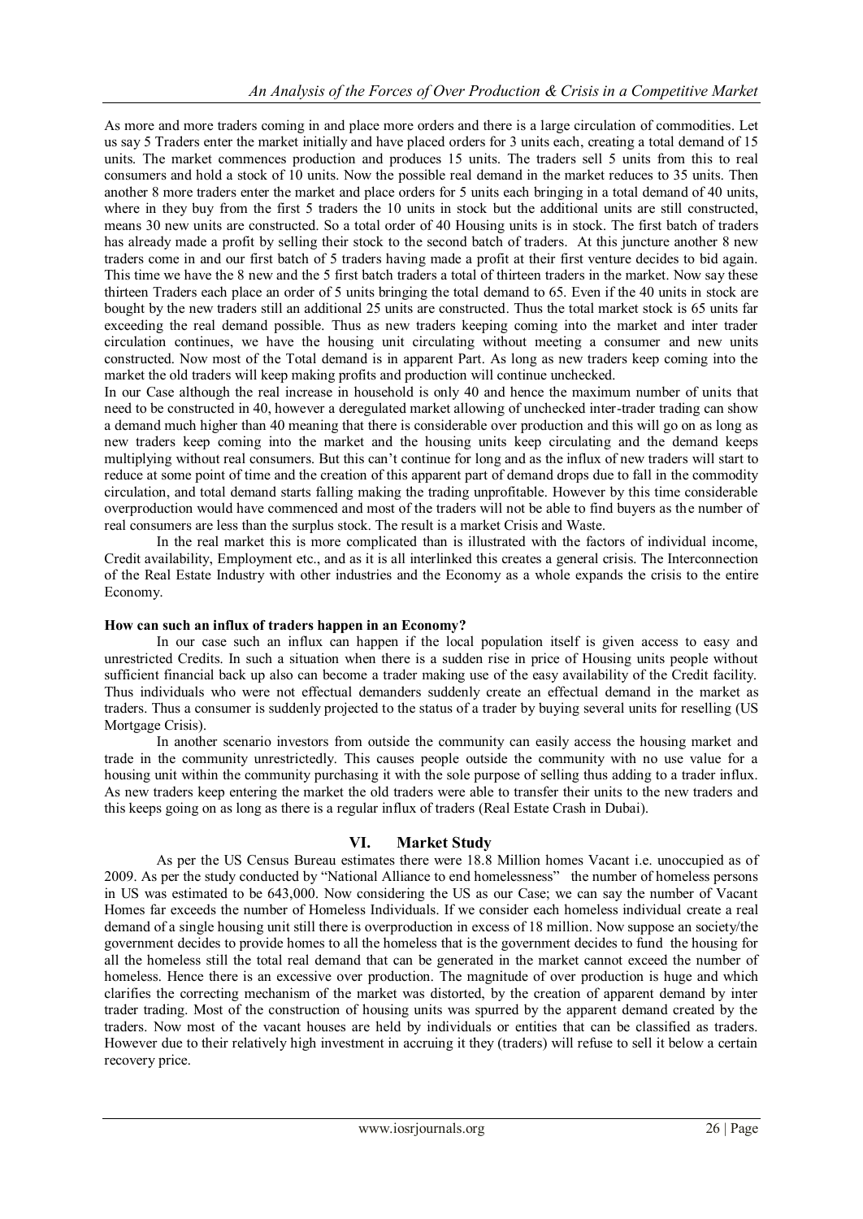As more and more traders coming in and place more orders and there is a large circulation of commodities. Let us say 5 Traders enter the market initially and have placed orders for 3 units each, creating a total demand of 15 units. The market commences production and produces 15 units. The traders sell 5 units from this to real consumers and hold a stock of 10 units. Now the possible real demand in the market reduces to 35 units. Then another 8 more traders enter the market and place orders for 5 units each bringing in a total demand of 40 units, where in they buy from the first 5 traders the 10 units in stock but the additional units are still constructed, means 30 new units are constructed. So a total order of 40 Housing units is in stock. The first batch of traders has already made a profit by selling their stock to the second batch of traders. At this juncture another 8 new traders come in and our first batch of 5 traders having made a profit at their first venture decides to bid again. This time we have the 8 new and the 5 first batch traders a total of thirteen traders in the market. Now say these thirteen Traders each place an order of 5 units bringing the total demand to 65. Even if the 40 units in stock are bought by the new traders still an additional 25 units are constructed. Thus the total market stock is 65 units far exceeding the real demand possible. Thus as new traders keeping coming into the market and inter trader circulation continues, we have the housing unit circulating without meeting a consumer and new units constructed. Now most of the Total demand is in apparent Part. As long as new traders keep coming into the market the old traders will keep making profits and production will continue unchecked.

In our Case although the real increase in household is only 40 and hence the maximum number of units that need to be constructed in 40, however a deregulated market allowing of unchecked inter-trader trading can show a demand much higher than 40 meaning that there is considerable over production and this will go on as long as new traders keep coming into the market and the housing units keep circulating and the demand keeps multiplying without real consumers. But this can't continue for long and as the influx of new traders will start to reduce at some point of time and the creation of this apparent part of demand drops due to fall in the commodity circulation, and total demand starts falling making the trading unprofitable. However by this time considerable overproduction would have commenced and most of the traders will not be able to find buyers as the number of real consumers are less than the surplus stock. The result is a market Crisis and Waste.

In the real market this is more complicated than is illustrated with the factors of individual income, Credit availability, Employment etc., and as it is all interlinked this creates a general crisis. The Interconnection of the Real Estate Industry with other industries and the Economy as a whole expands the crisis to the entire Economy.

**How can such an influx of traders happen in an Economy?**

In our case such an influx can happen if the local population itself is given access to easy and unrestricted Credits. In such a situation when there is a sudden rise in price of Housing units people without sufficient financial back up also can become a trader making use of the easy availability of the Credit facility. Thus individuals who were not effectual demanders suddenly create an effectual demand in the market as traders. Thus a consumer is suddenly projected to the status of a trader by buying several units for reselling (US Mortgage Crisis).

In another scenario investors from outside the community can easily access the housing market and trade in the community unrestrictedly. This causes people outside the community with no use value for a housing unit within the community purchasing it with the sole purpose of selling thus adding to a trader influx. As new traders keep entering the market the old traders were able to transfer their units to the new traders and this keeps going on as long as there is a regular influx of traders (Real Estate Crash in Dubai).

## VI. Market Study

As per the US Census Bureau estimates there were 18.8 Million homes Vacant i.e. unoccupied as of 2009. As per the study conducted by "National Alliance to end homelessness" the number of homeless persons in US was estimated to be 643,000. Now considering the US as our Case; we can say the number of Vacant Homes far exceeds the number of Homeless Individuals. If we consider each homeless individual create a real demand of a single housing unit still there is overproduction in excess of 18 million. Now suppose an society/the government decides to provide homes to all the homeless that is the government decides to fund the housing for all the homeless still the total real demand that can be generated in the market cannot exceed the number of homeless. Hence there is an excessive over production. The magnitude of over production is huge and which clarifies the correcting mechanism of the market was distorted, by the creation of apparent demand by inter trader trading. Most of the construction of housing units was spurred by the apparent demand created by the traders. Now most of the vacant houses are held by individuals or entities that can be classified as traders. However due to their relatively high investment in accruing it they (traders) will refuse to sell it below a certain recovery price.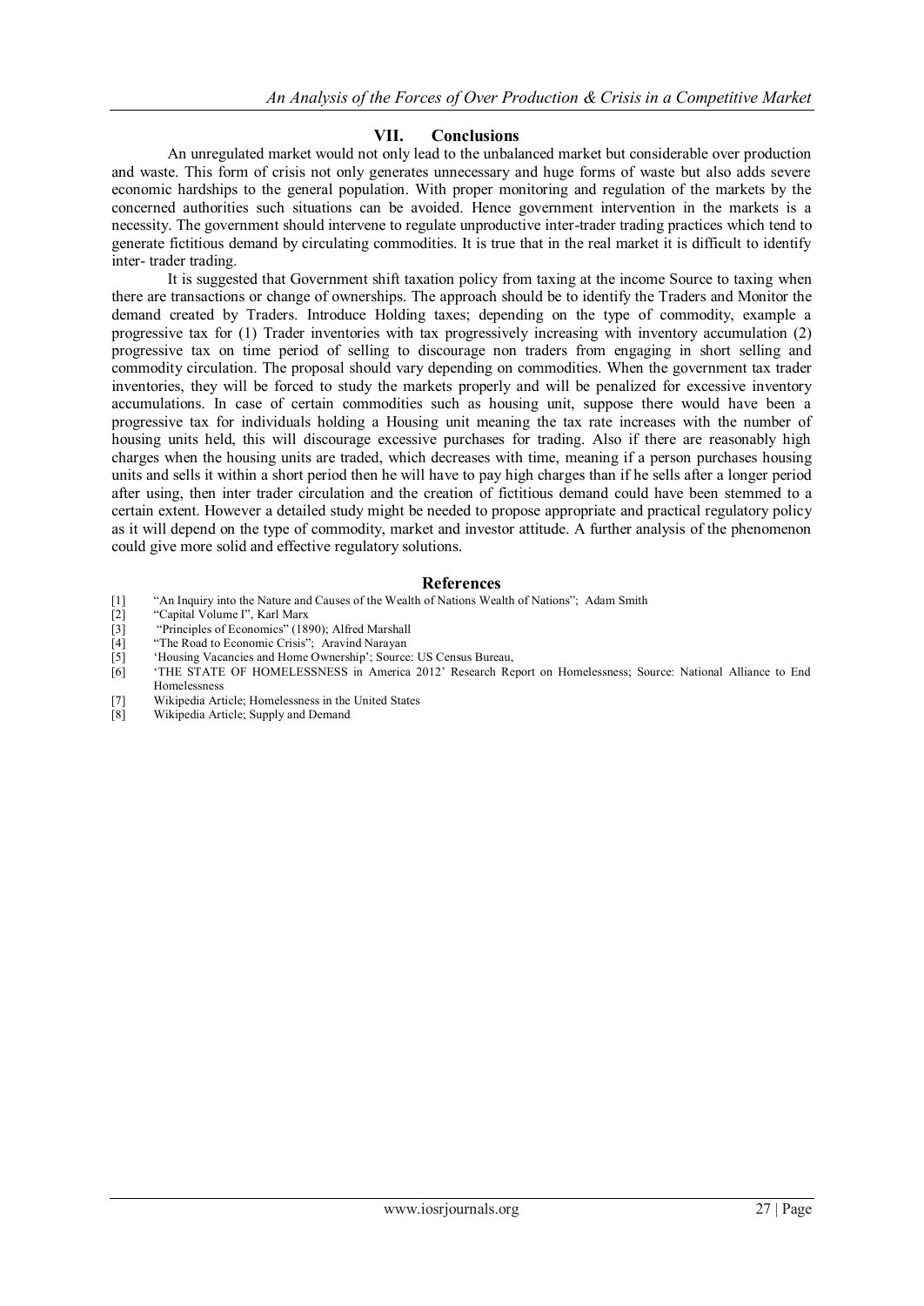## VII. Conclusions

An unregulated market would not only lead to the unbalanced market but considerable over production and waste. This form of crisis not only generates unnecessary and huge forms of waste but also adds severe economic hardships to the general population. With proper monitoring and regulation of the markets by the concerned authorities such situations can be avoided. Hence government intervention in the markets is a necessity. The government should intervene to regulate unproductive inter-trader trading practices which tend to generate fictitious demand by circulating commodities. It is true that in the real market it is difficult to identify inter- trader trading.

It is suggested that Government shift taxation policy from taxing at the income Source to taxing when there are transactions or change of ownerships. The approach should be to identify the Traders and Monitor the demand created by Traders. Introduce Holding taxes; depending on the type of commodity, example a progressive tax for (1) Trader inventories with tax progressively increasing with inventory accumulation (2) progressive tax on time period of selling to discourage non traders from engaging in short selling and commodity circulation. The proposal should vary depending on commodities. When the government tax trader inventories, they will be forced to study the markets properly and will be penalized for excessive inventory accumulations. In case of certain commodities such as housing unit, suppose there would have been a progressive tax for individuals holding a Housing unit meaning the tax rate increases with the number of housing units held, this will discourage excessive purchases for trading. Also if there are reasonably high charges when the housing units are traded, which decreases with time, meaning if a person purchases housing units and sells it within a short period then he will have to pay high charges than if he sells after a longer period after using, then inter trader circulation and the creation of fictitious demand could have been stemmed to a certain extent. However a detailed study might be needed to propose appropriate and practical regulatory policy as it will depend on the type of commodity, market and investor attitude. A further analysis of the phenomenon could give more solid and effective regulatory solutions.

## References

[1] "An Inquiry into the Nature and Causes of the Wealth of Nations Wealth of Nations"; Adam Smith
[2] "Capital Volume I", Karl Marx
[3] "Principles of Economics" (1890); Alfred Marshall
[4] "The Road to Economic Crisis"; Aravind Narayan
[5] 'Housing Vacancies and Home Ownership'; Source: US Census Bureau,
[6] 'THE STATE OF HOMELESSNESS in America 2012' Research Report on Homelessness; Source: National Alliance to End Homelessness
[7] Wikipedia Article; Homelessness in the United States
[8] Wikipedia Article; Supply and Demand